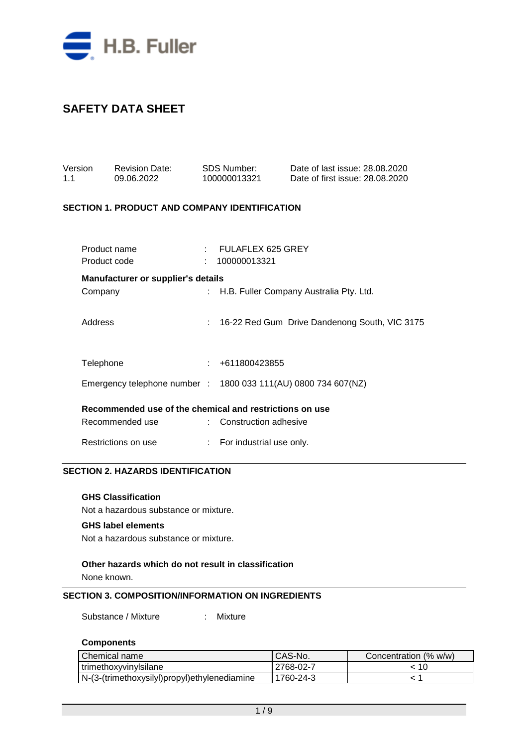H.B. Fuller

# SAFETY DATA SHEET

| Version | Revision Date: | SDS Number: | Date of last issue: 28.08.2020 |
|---|---|---|---|
| 1.1 | 09.06.2022 | 100000013321 | Date of first issue: 28.08.2020 |

## SECTION 1. PRODUCT AND COMPANY IDENTIFICATION

Product name : FULAFLEX 625 GREY

Product code : 100000013321

**Manufacturer or supplier's details**

Company : H.B. Fuller Company Australia Pty. Ltd.

Address : 16-22 Red Gum Drive Dandenong South, VIC 3175

Telephone : +611800423855

Emergency telephone number : 1800 033 111(AU) 0800 734 607(NZ)

**Recommended use of the chemical and restrictions on use**

Recommended use : Construction adhesive

Restrictions on use : For industrial use only.

## SECTION 2. HAZARDS IDENTIFICATION

**GHS Classification**

Not a hazardous substance or mixture.

**GHS label elements**

Not a hazardous substance or mixture.

**Other hazards which do not result in classification**

None known.

## SECTION 3. COMPOSITION/INFORMATION ON INGREDIENTS

Substance / Mixture : Mixture

**Components**

| Chemical name | CAS-No. | Concentration (% w/w) |
|---|---|---|
| trimethoxyvinylsilane | 2768-02-7 | < 10 |
| N-(3-(trimethoxysilyl)propyl)ethylenediamine | 1760-24-3 | < 1 |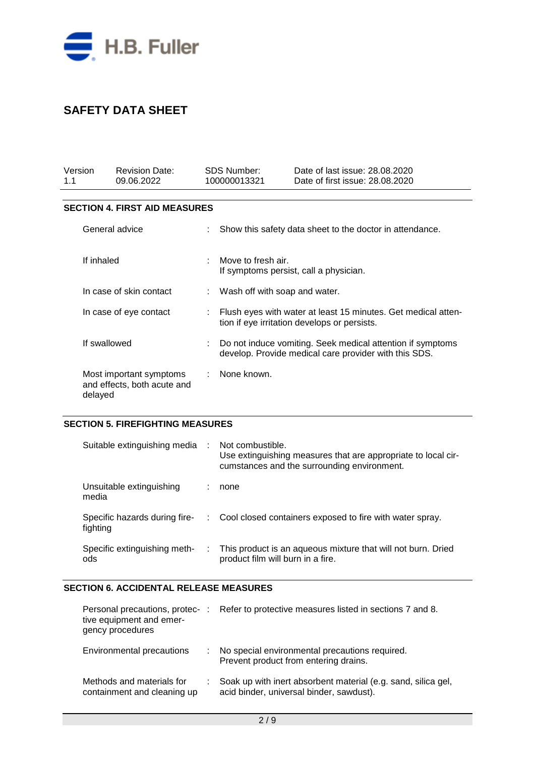# SAFETY DATA SHEET

| Version | Revision Date: | SDS Number: | Date of last issue: 28.08.2020 |
|---|---|---|---|
| 1.1 | 09.06.2022 | 100000013321 | Date of first issue: 28.08.2020 |

## SECTION 4. FIRST AID MEASURES

| | | |
|---|---|---|
| General advice | : | Show this safety data sheet to the doctor in attendance. |
| If inhaled | : | Move to fresh air.<br>If symptoms persist, call a physician. |
| In case of skin contact | : | Wash off with soap and water. |
| In case of eye contact | : | Flush eyes with water at least 15 minutes. Get medical attention if eye irritation develops or persists. |
| If swallowed | : | Do not induce vomiting. Seek medical attention if symptoms develop. Provide medical care provider with this SDS. |
| Most important symptoms and effects, both acute and delayed | : | None known. |

## SECTION 5. FIREFIGHTING MEASURES

| | | |
|---|---|---|
| Suitable extinguishing media | : | Not combustible.<br>Use extinguishing measures that are appropriate to local circumstances and the surrounding environment. |
| Unsuitable extinguishing media | : | none |
| Specific hazards during firefighting | : | Cool closed containers exposed to fire with water spray. |
| Specific extinguishing methods | : | This product is an aqueous mixture that will not burn. Dried product film will burn in a fire. |

## SECTION 6. ACCIDENTAL RELEASE MEASURES

| | | |
|---|---|---|
| Personal precautions, protective equipment and emergency procedures | : | Refer to protective measures listed in sections 7 and 8. |
| Environmental precautions | : | No special environmental precautions required.<br>Prevent product from entering drains. |
| Methods and materials for containment and cleaning up | : | Soak up with inert absorbent material (e.g. sand, silica gel, acid binder, universal binder, sawdust). |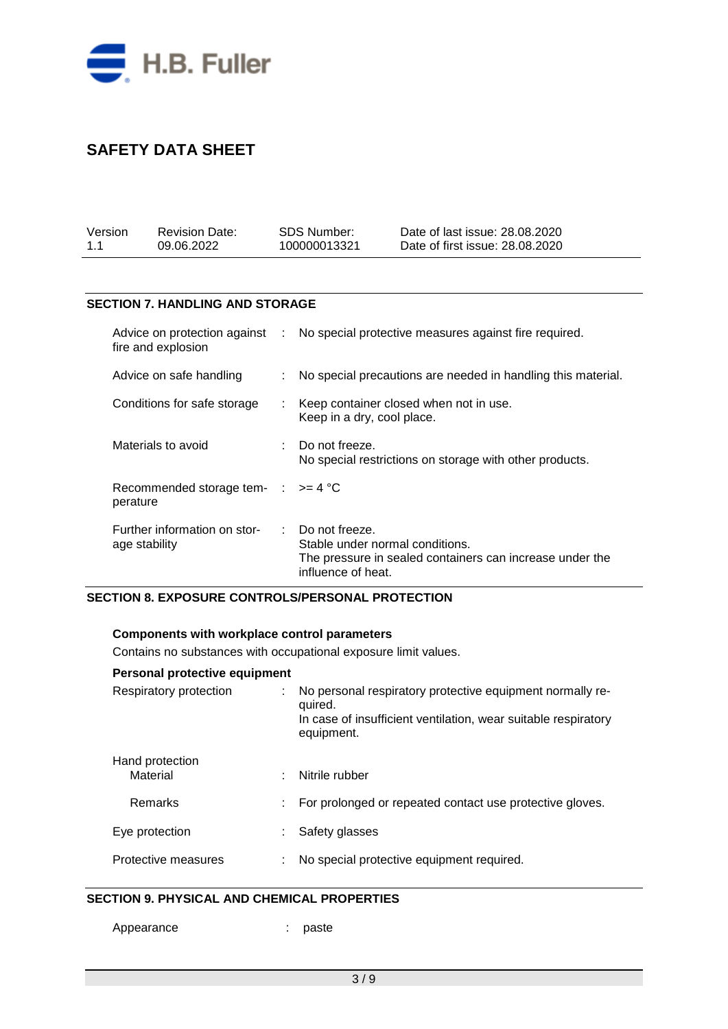# SAFETY DATA SHEET

| Version | Revision Date: | SDS Number: | Date of last issue: 28.08.2020 |
|---|---|---|---|
| 1.1 | 09.06.2022 | 100000013321 | Date of first issue: 28.08.2020 |

## SECTION 7. HANDLING AND STORAGE

| | | |
|---|---|---|
| Advice on protection against fire and explosion | : | No special protective measures against fire required. |
| Advice on safe handling | : | No special precautions are needed in handling this material. |
| Conditions for safe storage | : | Keep container closed when not in use.<br>Keep in a dry, cool place. |
| Materials to avoid | : | Do not freeze.<br>No special restrictions on storage with other products. |
| Recommended storage temperature | : | >= 4 °C |
| Further information on storage stability | : | Do not freeze.<br>Stable under normal conditions.<br>The pressure in sealed containers can increase under the influence of heat. |

## SECTION 8. EXPOSURE CONTROLS/PERSONAL PROTECTION

**Components with workplace control parameters**

Contains no substances with occupational exposure limit values.

**Personal protective equipment**

| | | |
|---|---|---|
| Respiratory protection | : | No personal respiratory protective equipment normally required.<br>In case of insufficient ventilation, wear suitable respiratory equipment. |
| Hand protection | | |
| Material | : | Nitrile rubber |
| Remarks | : | For prolonged or repeated contact use protective gloves. |
| Eye protection | : | Safety glasses |
| Protective measures | : | No special protective equipment required. |

## SECTION 9. PHYSICAL AND CHEMICAL PROPERTIES

| | | |
|---|---|---|
| Appearance | : | paste |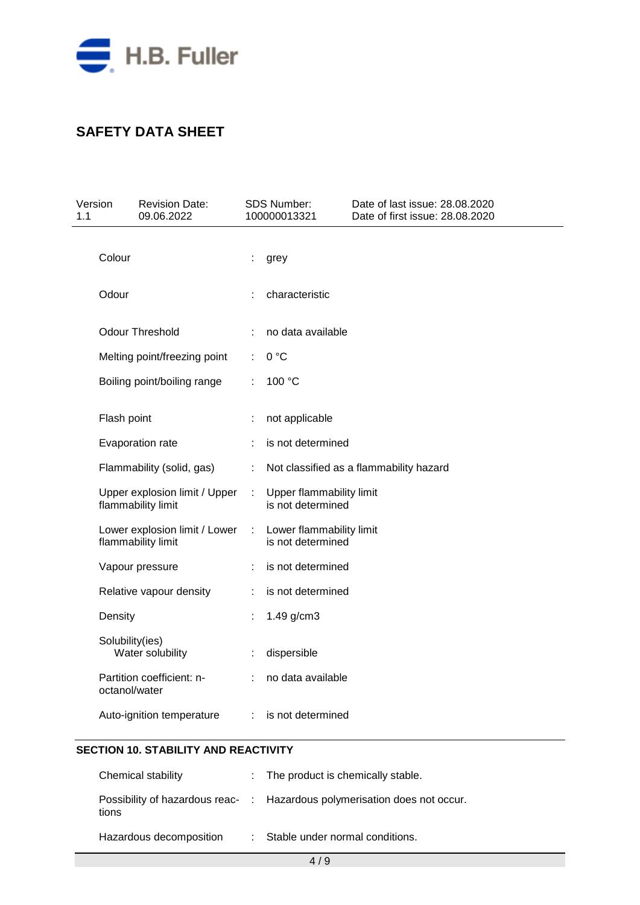| | | |
|---|---|---|
| Colour | : | grey |
| Odour | : | characteristic |
| Odour Threshold | : | no data available |
| Melting point/freezing point | : | 0 °C |
| Boiling point/boiling range | : | 100 °C |
| Flash point | : | not applicable |
| Evaporation rate | : | is not determined |
| Flammability (solid, gas) | : | Not classified as a flammability hazard |
| Upper explosion limit / Upper flammability limit | : | Upper flammability limit is not determined |
| Lower explosion limit / Lower flammability limit | : | Lower flammability limit is not determined |
| Vapour pressure | : | is not determined |
| Relative vapour density | : | is not determined |
| Density | : | 1.49 g/cm3 |
| Solubility(ies) Water solubility | : | dispersible |
| Partition coefficient: n-octanol/water | : | no data available |
| Auto-ignition temperature | : | is not determined |

## SECTION 10. STABILITY AND REACTIVITY

| | | |
|---|---|---|
| Chemical stability | : | The product is chemically stable. |
| Possibility of hazardous reactions | : | Hazardous polymerisation does not occur. |
| Hazardous decomposition | : | Stable under normal conditions. |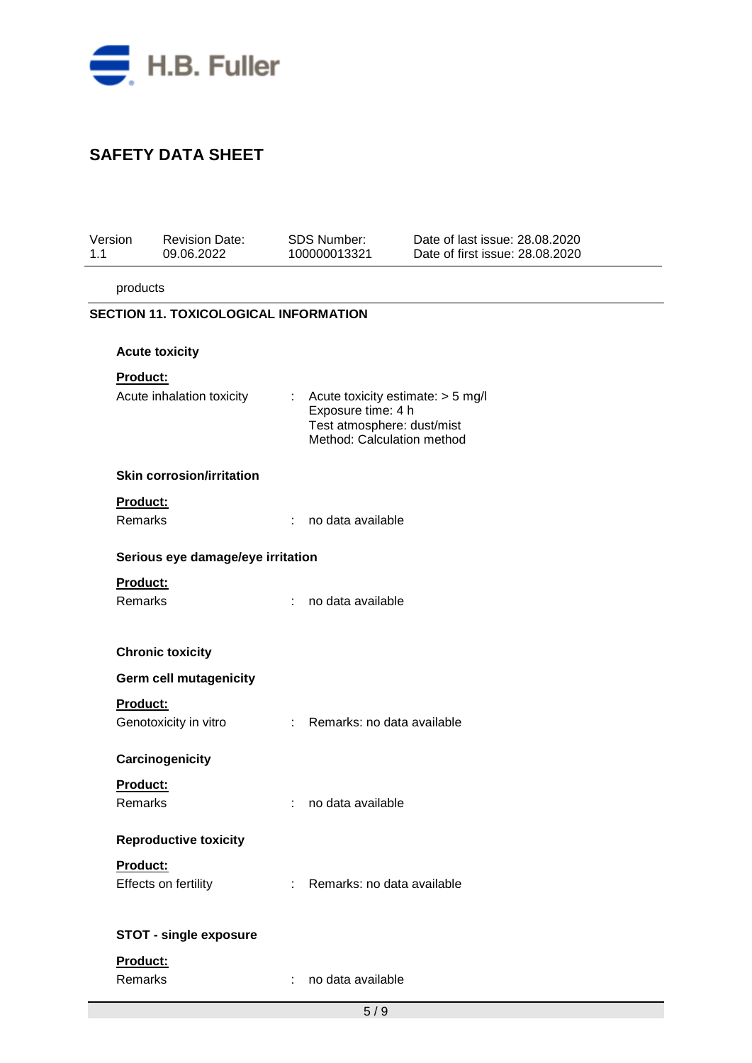products

## SECTION 11. TOXICOLOGICAL INFORMATION

**Acute toxicity**

**Product:**

Acute inhalation toxicity : Acute toxicity estimate: > 5 mg/l
Exposure time: 4 h
Test atmosphere: dust/mist
Method: Calculation method

**Skin corrosion/irritation**

**Product:**

Remarks : no data available

**Serious eye damage/eye irritation**

**Product:**

Remarks : no data available

**Chronic toxicity**

**Germ cell mutagenicity**

**Product:**

Genotoxicity in vitro : Remarks: no data available

**Carcinogenicity**

**Product:**

Remarks : no data available

**Reproductive toxicity**

**Product:**

Effects on fertility : Remarks: no data available

**STOT - single exposure**

**Product:**

Remarks : no data available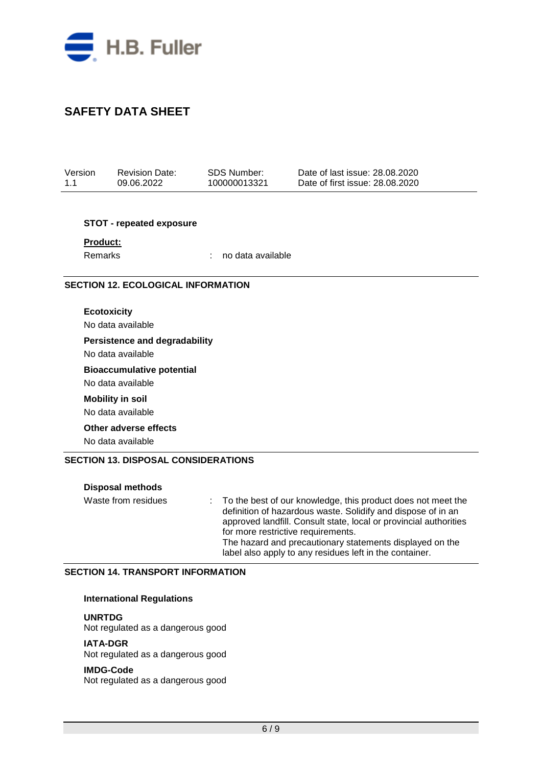**STOT - repeated exposure**

**Product:**

Remarks : no data available

## SECTION 12. ECOLOGICAL INFORMATION

**Ecotoxicity**

No data available

**Persistence and degradability**

No data available

**Bioaccumulative potential**

No data available

**Mobility in soil**

No data available

**Other adverse effects**

No data available

## SECTION 13. DISPOSAL CONSIDERATIONS

**Disposal methods**

Waste from residues : To the best of our knowledge, this product does not meet the definition of hazardous waste. Solidify and dispose of in an approved landfill. Consult state, local or provincial authorities for more restrictive requirements.
The hazard and precautionary statements displayed on the label also apply to any residues left in the container.

## SECTION 14. TRANSPORT INFORMATION

**International Regulations**

**UNRTDG**

Not regulated as a dangerous good

**IATA-DGR**

Not regulated as a dangerous good

**IMDG-Code**

Not regulated as a dangerous good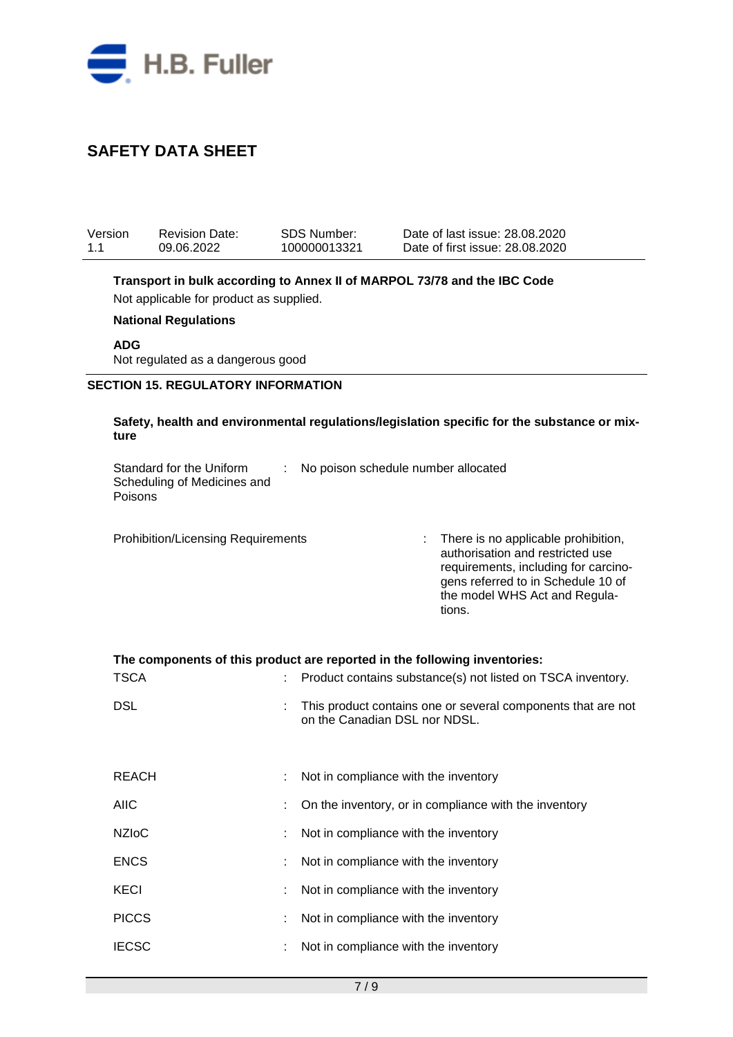**Transport in bulk according to Annex II of MARPOL 73/78 and the IBC Code**

Not applicable for product as supplied.

**National Regulations**

**ADG**

Not regulated as a dangerous good

## SECTION 15. REGULATORY INFORMATION

**Safety, health and environmental regulations/legislation specific for the substance or mixture**

Standard for the Uniform Scheduling of Medicines and Poisons : No poison schedule number allocated

Prohibition/Licensing Requirements : There is no applicable prohibition, authorisation and restricted use requirements, including for carcinogens referred to in Schedule 10 of the model WHS Act and Regulations.

**The components of this product are reported in the following inventories:**

| | | |
|---|---|---|
| TSCA | : | Product contains substance(s) not listed on TSCA inventory. |
| DSL | : | This product contains one or several components that are not on the Canadian DSL nor NDSL. |
| REACH | : | Not in compliance with the inventory |
| AIIC | : | On the inventory, or in compliance with the inventory |
| NZIoC | : | Not in compliance with the inventory |
| ENCS | : | Not in compliance with the inventory |
| KECI | : | Not in compliance with the inventory |
| PICCS | : | Not in compliance with the inventory |
| IECSC | : | Not in compliance with the inventory |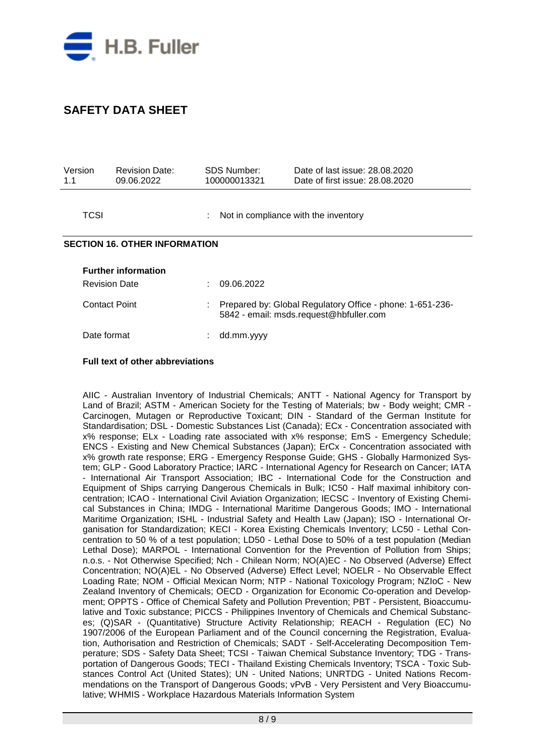| TCSI | : | Not in compliance with the inventory |
|---|---|---|

## SECTION 16. OTHER INFORMATION

**Further information**

| Revision Date | : | 09.06.2022 |
|---|---|---|
| Contact Point | : | Prepared by: Global Regulatory Office - phone: 1-651-236-5842 - email: msds.request@hbfuller.com |
| Date format | : | dd.mm.yyyy |

**Full text of other abbreviations**

AIIC - Australian Inventory of Industrial Chemicals; ANTT - National Agency for Transport by Land of Brazil; ASTM - American Society for the Testing of Materials; bw - Body weight; CMR - Carcinogen, Mutagen or Reproductive Toxicant; DIN - Standard of the German Institute for Standardisation; DSL - Domestic Substances List (Canada); ECx - Concentration associated with x% response; ELx - Loading rate associated with x% response; EmS - Emergency Schedule; ENCS - Existing and New Chemical Substances (Japan); ErCx - Concentration associated with x% growth rate response; ERG - Emergency Response Guide; GHS - Globally Harmonized System; GLP - Good Laboratory Practice; IARC - International Agency for Research on Cancer; IATA - International Air Transport Association; IBC - International Code for the Construction and Equipment of Ships carrying Dangerous Chemicals in Bulk; IC50 - Half maximal inhibitory concentration; ICAO - International Civil Aviation Organization; IECSC - Inventory of Existing Chemical Substances in China; IMDG - International Maritime Dangerous Goods; IMO - International Maritime Organization; ISHL - Industrial Safety and Health Law (Japan); ISO - International Organisation for Standardization; KECI - Korea Existing Chemicals Inventory; LC50 - Lethal Concentration to 50 % of a test population; LD50 - Lethal Dose to 50% of a test population (Median Lethal Dose); MARPOL - International Convention for the Prevention of Pollution from Ships; n.o.s. - Not Otherwise Specified; Nch - Chilean Norm; NO(A)EC - No Observed (Adverse) Effect Concentration; NO(A)EL - No Observed (Adverse) Effect Level; NOELR - No Observable Effect Loading Rate; NOM - Official Mexican Norm; NTP - National Toxicology Program; NZIoC - New Zealand Inventory of Chemicals; OECD - Organization for Economic Co-operation and Development; OPPTS - Office of Chemical Safety and Pollution Prevention; PBT - Persistent, Bioaccumulative and Toxic substance; PICCS - Philippines Inventory of Chemicals and Chemical Substances; (Q)SAR - (Quantitative) Structure Activity Relationship; REACH - Regulation (EC) No 1907/2006 of the European Parliament and of the Council concerning the Registration, Evaluation, Authorisation and Restriction of Chemicals; SADT - Self-Accelerating Decomposition Temperature; SDS - Safety Data Sheet; TCSI - Taiwan Chemical Substance Inventory; TDG - Transportation of Dangerous Goods; TECI - Thailand Existing Chemicals Inventory; TSCA - Toxic Substances Control Act (United States); UN - United Nations; UNRTDG - United Nations Recommendations on the Transport of Dangerous Goods; vPvB - Very Persistent and Very Bioaccumulative; WHMIS - Workplace Hazardous Materials Information System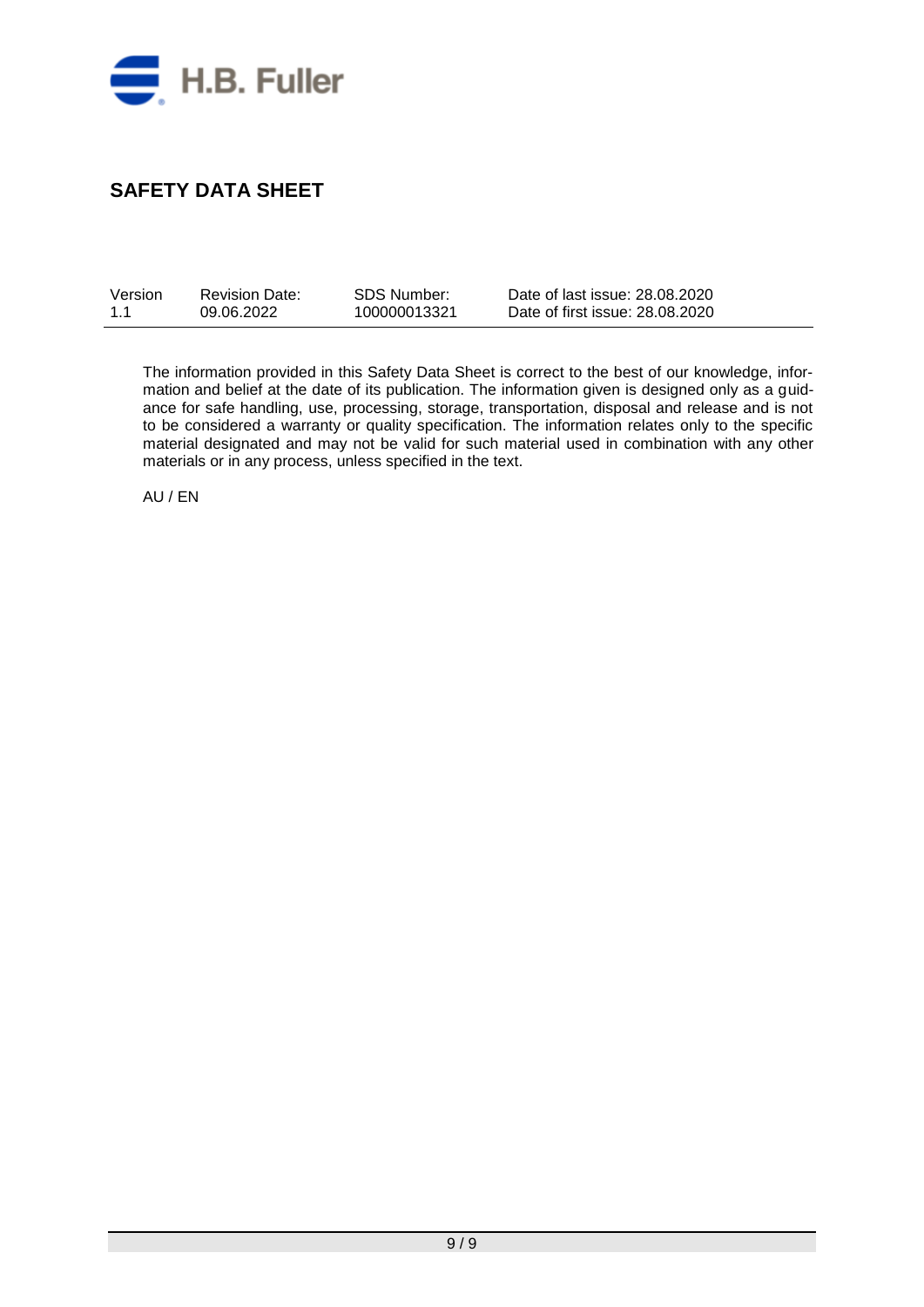The information provided in this Safety Data Sheet is correct to the best of our knowledge, information and belief at the date of its publication. The information given is designed only as a guidance for safe handling, use, processing, storage, transportation, disposal and release and is not to be considered a warranty or quality specification. The information relates only to the specific material designated and may not be valid for such material used in combination with any other materials or in any process, unless specified in the text.

AU / EN